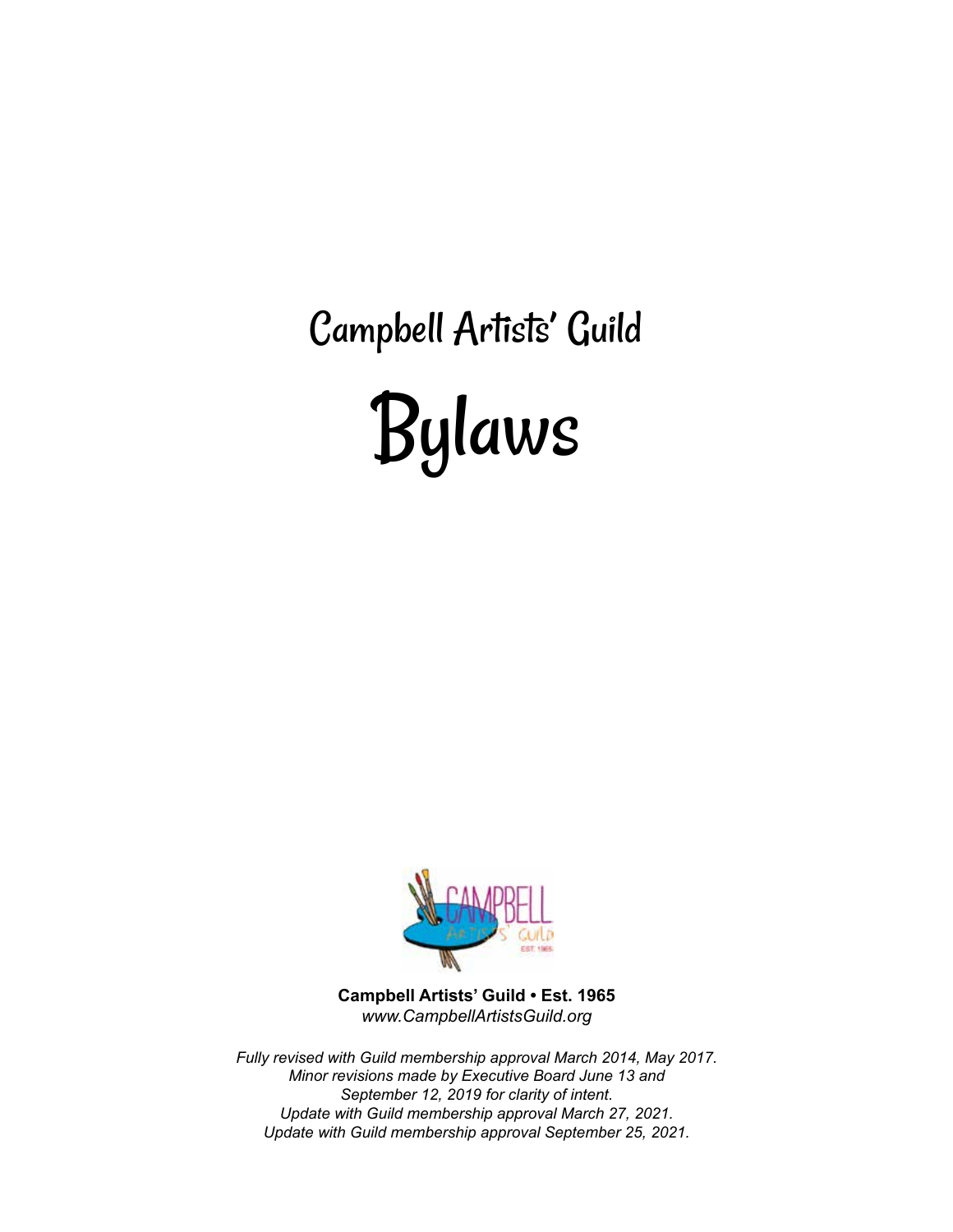# Campbell Artists' Guild

# Bylaws

**Campbell Artists' Guild • Est. 1965**
*www.CampbellArtistsGuild.org*

*Fully revised with Guild membership approval March 2014, May 2017.*
*Minor revisions made by Executive Board June 13 and*
*September 12, 2019 for clarity of intent.*
*Update with Guild membership approval March 27, 2021.*
*Update with Guild membership approval September 25, 2021.*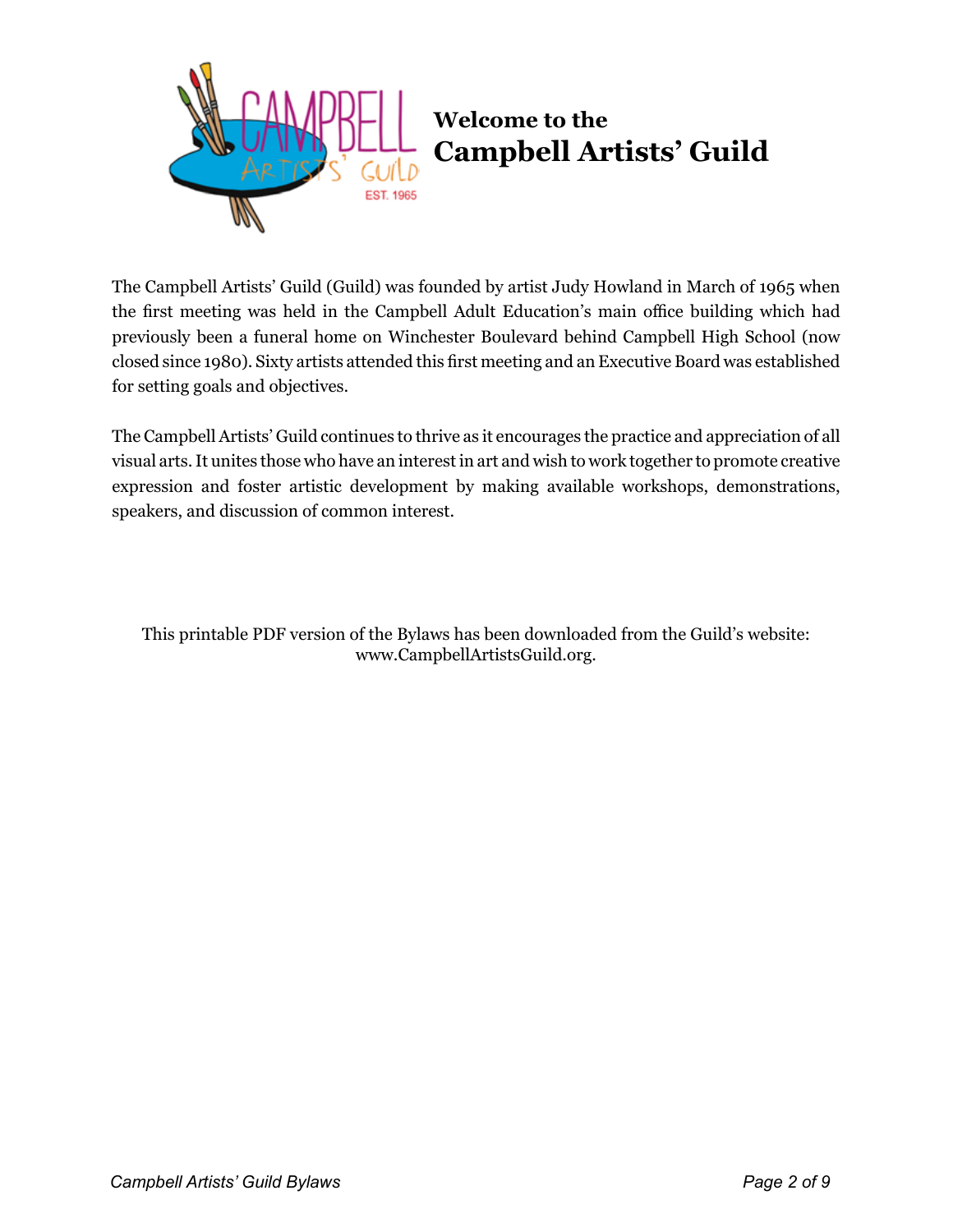# Welcome to the Campbell Artists' Guild

The Campbell Artists' Guild (Guild) was founded by artist Judy Howland in March of 1965 when the first meeting was held in the Campbell Adult Education's main office building which had previously been a funeral home on Winchester Boulevard behind Campbell High School (now closed since 1980). Sixty artists attended this first meeting and an Executive Board was established for setting goals and objectives.

The Campbell Artists' Guild continues to thrive as it encourages the practice and appreciation of all visual arts. It unites those who have an interest in art and wish to work together to promote creative expression and foster artistic development by making available workshops, demonstrations, speakers, and discussion of common interest.

This printable PDF version of the Bylaws has been downloaded from the Guild's website: www.CampbellArtistsGuild.org.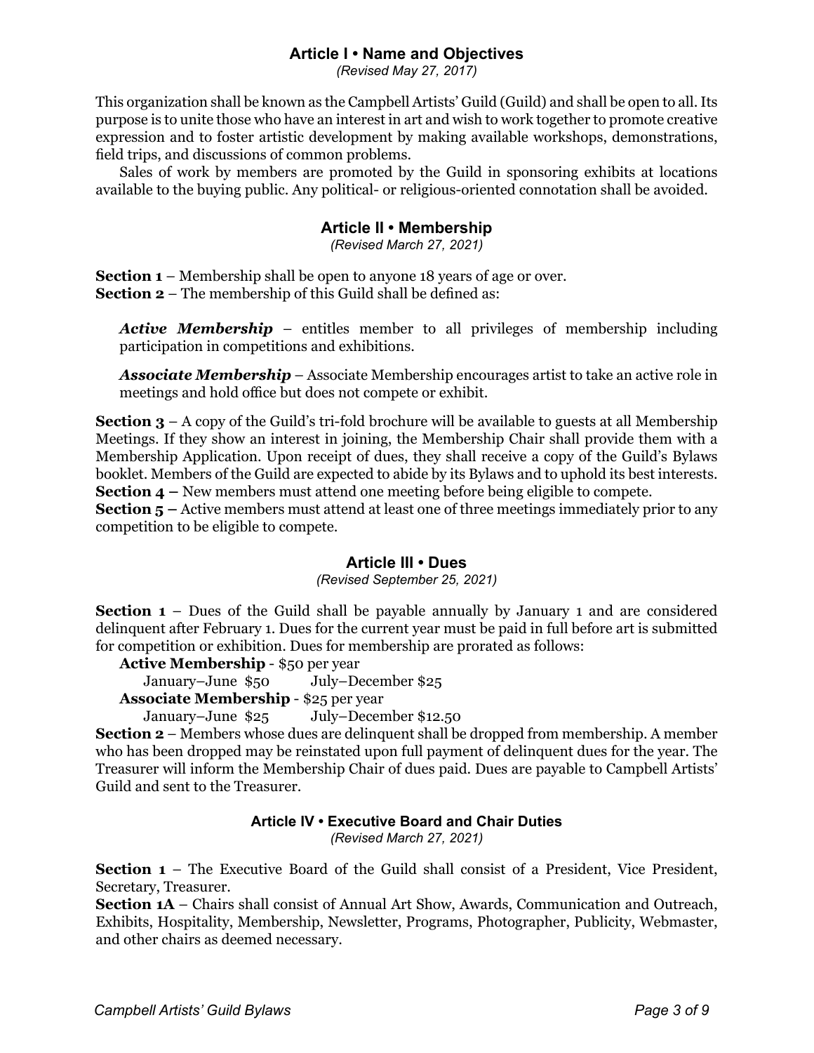## Article I • Name and Objectives

*(Revised May 27, 2017)*

This organization shall be known as the Campbell Artists' Guild (Guild) and shall be open to all. Its purpose is to unite those who have an interest in art and wish to work together to promote creative expression and to foster artistic development by making available workshops, demonstrations, field trips, and discussions of common problems.

Sales of work by members are promoted by the Guild in sponsoring exhibits at locations available to the buying public. Any political- or religious-oriented connotation shall be avoided.

## Article II • Membership

*(Revised March 27, 2021)*

**Section 1** – Membership shall be open to anyone 18 years of age or over.
**Section 2** – The membership of this Guild shall be defined as:

> ***Active Membership*** – entitles member to all privileges of membership including participation in competitions and exhibitions.
>
> ***Associate Membership*** – Associate Membership encourages artist to take an active role in meetings and hold office but does not compete or exhibit.

**Section 3** – A copy of the Guild's tri-fold brochure will be available to guests at all Membership Meetings. If they show an interest in joining, the Membership Chair shall provide them with a Membership Application. Upon receipt of dues, they shall receive a copy of the Guild's Bylaws booklet. Members of the Guild are expected to abide by its Bylaws and to uphold its best interests.
**Section 4 –** New members must attend one meeting before being eligible to compete.
**Section 5 –** Active members must attend at least one of three meetings immediately prior to any competition to be eligible to compete.

## Article III • Dues

*(Revised September 25, 2021)*

**Section 1** – Dues of the Guild shall be payable annually by January 1 and are considered delinquent after February 1. Dues for the current year must be paid in full before art is submitted for competition or exhibition. Dues for membership are prorated as follows:

**Active Membership** - $50 per year
January–June $50 July–December $25
**Associate Membership** - $25 per year
January–June $25 July–December $12.50

**Section 2** – Members whose dues are delinquent shall be dropped from membership. A member who has been dropped may be reinstated upon full payment of delinquent dues for the year. The Treasurer will inform the Membership Chair of dues paid. Dues are payable to Campbell Artists' Guild and sent to the Treasurer.

## Article IV • Executive Board and Chair Duties

*(Revised March 27, 2021)*

**Section 1** – The Executive Board of the Guild shall consist of a President, Vice President, Secretary, Treasurer.
**Section 1A** – Chairs shall consist of Annual Art Show, Awards, Communication and Outreach, Exhibits, Hospitality, Membership, Newsletter, Programs, Photographer, Publicity, Webmaster, and other chairs as deemed necessary.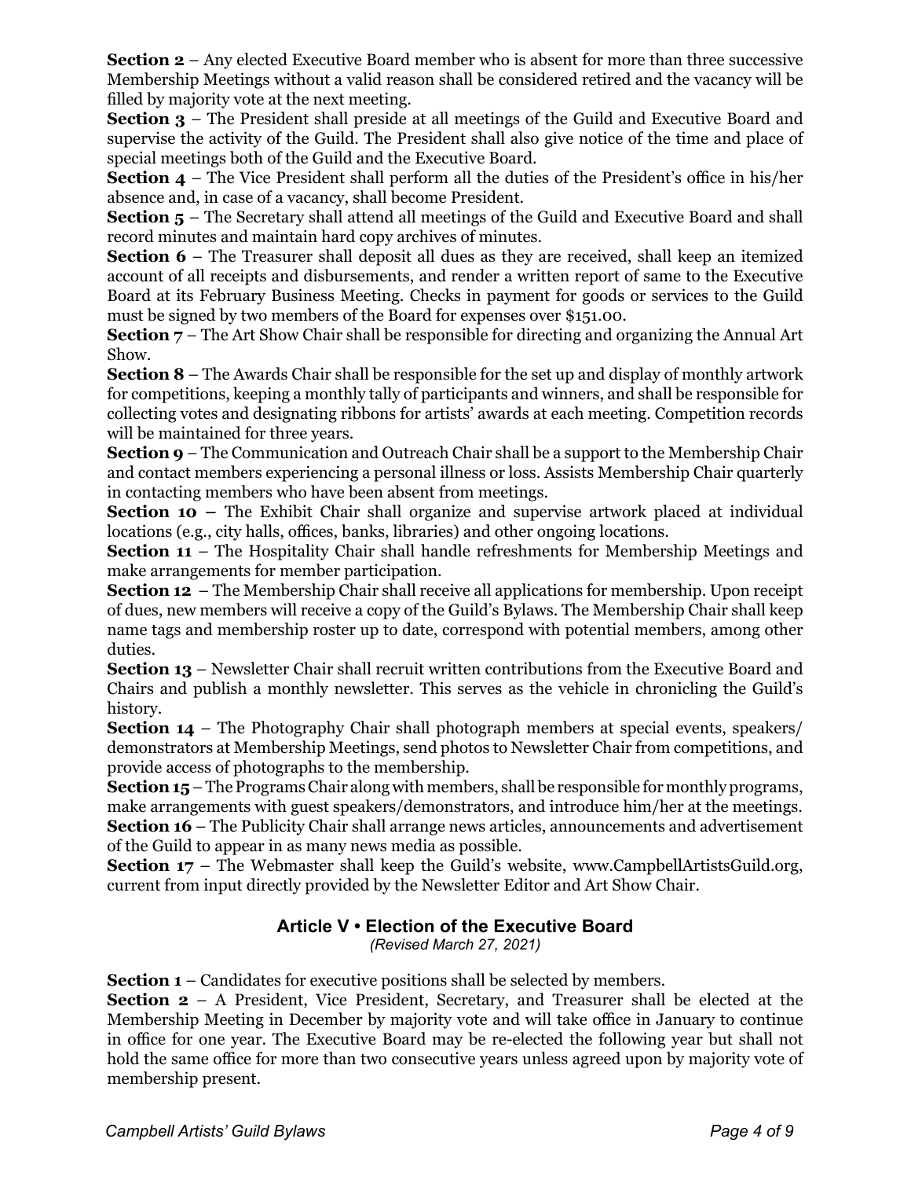**Section 2** – Any elected Executive Board member who is absent for more than three successive Membership Meetings without a valid reason shall be considered retired and the vacancy will be filled by majority vote at the next meeting.

**Section 3** – The President shall preside at all meetings of the Guild and Executive Board and supervise the activity of the Guild. The President shall also give notice of the time and place of special meetings both of the Guild and the Executive Board.

**Section 4** – The Vice President shall perform all the duties of the President's office in his/her absence and, in case of a vacancy, shall become President.

**Section 5** – The Secretary shall attend all meetings of the Guild and Executive Board and shall record minutes and maintain hard copy archives of minutes.

**Section 6** – The Treasurer shall deposit all dues as they are received, shall keep an itemized account of all receipts and disbursements, and render a written report of same to the Executive Board at its February Business Meeting. Checks in payment for goods or services to the Guild must be signed by two members of the Board for expenses over $151.00.

**Section 7** – The Art Show Chair shall be responsible for directing and organizing the Annual Art Show.

**Section 8** – The Awards Chair shall be responsible for the set up and display of monthly artwork for competitions, keeping a monthly tally of participants and winners, and shall be responsible for collecting votes and designating ribbons for artists' awards at each meeting. Competition records will be maintained for three years.

**Section 9** – The Communication and Outreach Chair shall be a support to the Membership Chair and contact members experiencing a personal illness or loss. Assists Membership Chair quarterly in contacting members who have been absent from meetings.

**Section 10 –** The Exhibit Chair shall organize and supervise artwork placed at individual locations (e.g., city halls, offices, banks, libraries) and other ongoing locations.

**Section 11** – The Hospitality Chair shall handle refreshments for Membership Meetings and make arrangements for member participation.

**Section 12** – The Membership Chair shall receive all applications for membership. Upon receipt of dues, new members will receive a copy of the Guild's Bylaws. The Membership Chair shall keep name tags and membership roster up to date, correspond with potential members, among other duties.

**Section 13** – Newsletter Chair shall recruit written contributions from the Executive Board and Chairs and publish a monthly newsletter. This serves as the vehicle in chronicling the Guild's history.

**Section 14** – The Photography Chair shall photograph members at special events, speakers/demonstrators at Membership Meetings, send photos to Newsletter Chair from competitions, and provide access of photographs to the membership.

**Section 15** – The Programs Chair along with members, shall be responsible for monthly programs, make arrangements with guest speakers/demonstrators, and introduce him/her at the meetings.

**Section 16** – The Publicity Chair shall arrange news articles, announcements and advertisement of the Guild to appear in as many news media as possible.

**Section 17** – The Webmaster shall keep the Guild's website, www.CampbellArtistsGuild.org, current from input directly provided by the Newsletter Editor and Art Show Chair.

## Article V • Election of the Executive Board

*(Revised March 27, 2021)*

**Section 1** – Candidates for executive positions shall be selected by members.

**Section 2** – A President, Vice President, Secretary, and Treasurer shall be elected at the Membership Meeting in December by majority vote and will take office in January to continue in office for one year. The Executive Board may be re-elected the following year but shall not hold the same office for more than two consecutive years unless agreed upon by majority vote of membership present.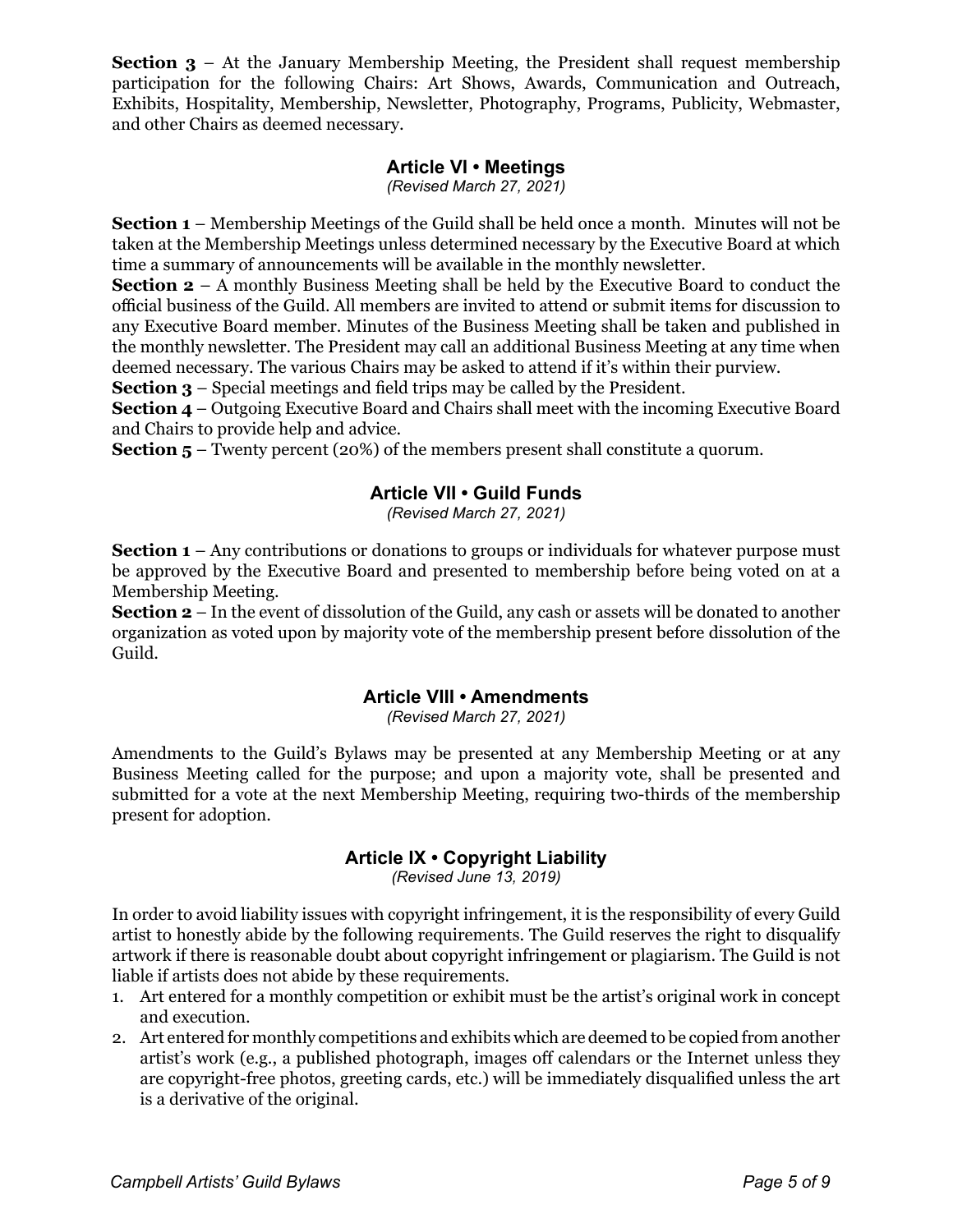**Section 3** – At the January Membership Meeting, the President shall request membership participation for the following Chairs: Art Shows, Awards, Communication and Outreach, Exhibits, Hospitality, Membership, Newsletter, Photography, Programs, Publicity, Webmaster, and other Chairs as deemed necessary.

## Article VI • Meetings

*(Revised March 27, 2021)*

**Section 1** – Membership Meetings of the Guild shall be held once a month. Minutes will not be taken at the Membership Meetings unless determined necessary by the Executive Board at which time a summary of announcements will be available in the monthly newsletter.

**Section 2** – A monthly Business Meeting shall be held by the Executive Board to conduct the official business of the Guild. All members are invited to attend or submit items for discussion to any Executive Board member. Minutes of the Business Meeting shall be taken and published in the monthly newsletter. The President may call an additional Business Meeting at any time when deemed necessary. The various Chairs may be asked to attend if it's within their purview.

**Section 3** – Special meetings and field trips may be called by the President.

**Section 4** – Outgoing Executive Board and Chairs shall meet with the incoming Executive Board and Chairs to provide help and advice.

**Section 5** – Twenty percent (20%) of the members present shall constitute a quorum.

## Article VII • Guild Funds

*(Revised March 27, 2021)*

**Section 1** – Any contributions or donations to groups or individuals for whatever purpose must be approved by the Executive Board and presented to membership before being voted on at a Membership Meeting.

**Section 2** – In the event of dissolution of the Guild, any cash or assets will be donated to another organization as voted upon by majority vote of the membership present before dissolution of the Guild.

## Article VIII • Amendments

*(Revised March 27, 2021)*

Amendments to the Guild's Bylaws may be presented at any Membership Meeting or at any Business Meeting called for the purpose; and upon a majority vote, shall be presented and submitted for a vote at the next Membership Meeting, requiring two-thirds of the membership present for adoption.

## Article IX • Copyright Liability

*(Revised June 13, 2019)*

In order to avoid liability issues with copyright infringement, it is the responsibility of every Guild artist to honestly abide by the following requirements. The Guild reserves the right to disqualify artwork if there is reasonable doubt about copyright infringement or plagiarism. The Guild is not liable if artists does not abide by these requirements.

1. Art entered for a monthly competition or exhibit must be the artist's original work in concept and execution.
2. Art entered for monthly competitions and exhibits which are deemed to be copied from another artist's work (e.g., a published photograph, images off calendars or the Internet unless they are copyright-free photos, greeting cards, etc.) will be immediately disqualified unless the art is a derivative of the original.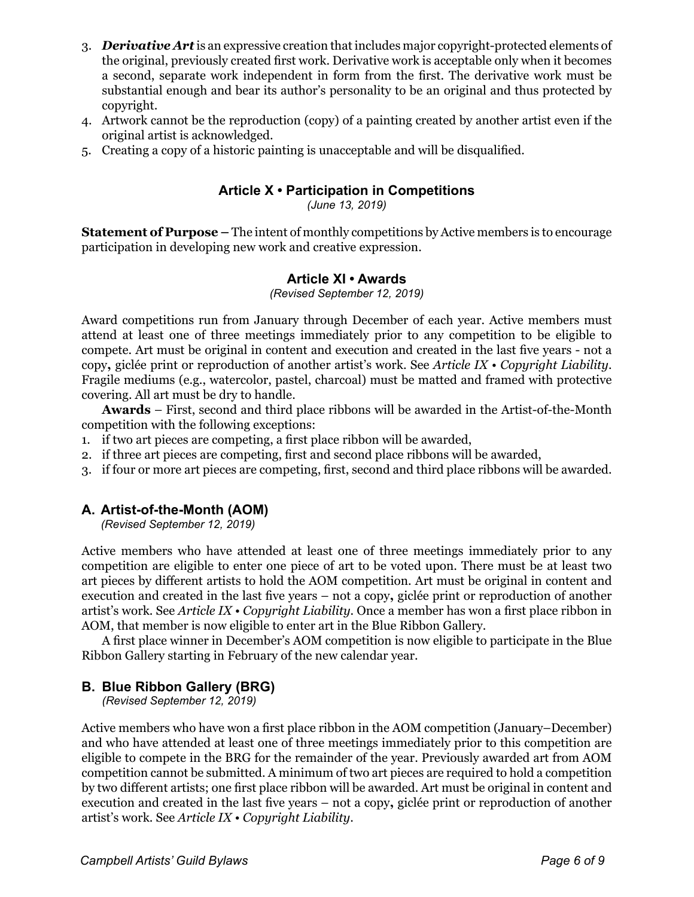3. ***Derivative Art*** is an expressive creation that includes major copyright-protected elements of the original, previously created first work. Derivative work is acceptable only when it becomes a second, separate work independent in form from the first. The derivative work must be substantial enough and bear its author's personality to be an original and thus protected by copyright.
4. Artwork cannot be the reproduction (copy) of a painting created by another artist even if the original artist is acknowledged.
5. Creating a copy of a historic painting is unacceptable and will be disqualified.

## Article X • Participation in Competitions

*(June 13, 2019)*

**Statement of Purpose** – The intent of monthly competitions by Active members is to encourage participation in developing new work and creative expression.

## Article XI • Awards

*(Revised September 12, 2019)*

Award competitions run from January through December of each year. Active members must attend at least one of three meetings immediately prior to any competition to be eligible to compete. Art must be original in content and execution and created in the last five years - not a copy, giclée print or reproduction of another artist's work. See *Article IX • Copyright Liability*. Fragile mediums (e.g., watercolor, pastel, charcoal) must be matted and framed with protective covering. All art must be dry to handle.

**Awards** – First, second and third place ribbons will be awarded in the Artist-of-the-Month competition with the following exceptions:

1. if two art pieces are competing, a first place ribbon will be awarded,
2. if three art pieces are competing, first and second place ribbons will be awarded,
3. if four or more art pieces are competing, first, second and third place ribbons will be awarded.

### A. Artist-of-the-Month (AOM)

*(Revised September 12, 2019)*

Active members who have attended at least one of three meetings immediately prior to any competition are eligible to enter one piece of art to be voted upon. There must be at least two art pieces by different artists to hold the AOM competition. Art must be original in content and execution and created in the last five years – not a copy, giclée print or reproduction of another artist's work. See *Article IX • Copyright Liability*. Once a member has won a first place ribbon in AOM, that member is now eligible to enter art in the Blue Ribbon Gallery.

A first place winner in December's AOM competition is now eligible to participate in the Blue Ribbon Gallery starting in February of the new calendar year.

### B. Blue Ribbon Gallery (BRG)

*(Revised September 12, 2019)*

Active members who have won a first place ribbon in the AOM competition (January–December) and who have attended at least one of three meetings immediately prior to this competition are eligible to compete in the BRG for the remainder of the year. Previously awarded art from AOM competition cannot be submitted. A minimum of two art pieces are required to hold a competition by two different artists; one first place ribbon will be awarded. Art must be original in content and execution and created in the last five years – not a copy, giclée print or reproduction of another artist's work. See *Article IX • Copyright Liability*.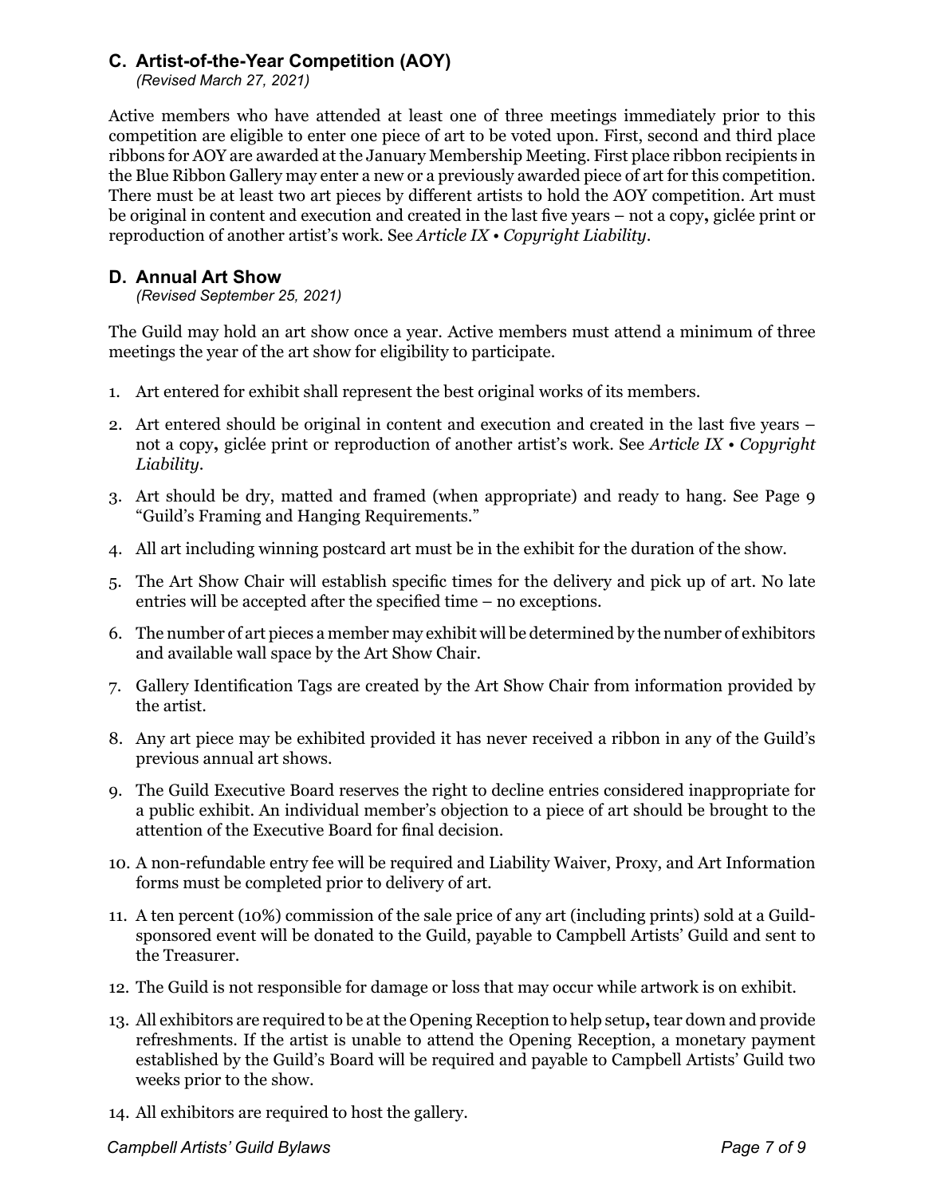### C. Artist-of-the-Year Competition (AOY)

*(Revised March 27, 2021)*

Active members who have attended at least one of three meetings immediately prior to this competition are eligible to enter one piece of art to be voted upon. First, second and third place ribbons for AOY are awarded at the January Membership Meeting. First place ribbon recipients in the Blue Ribbon Gallery may enter a new or a previously awarded piece of art for this competition. There must be at least two art pieces by different artists to hold the AOY competition. Art must be original in content and execution and created in the last five years – not a copy, giclée print or reproduction of another artist's work. See *Article IX • Copyright Liability*.

### D. Annual Art Show

*(Revised September 25, 2021)*

The Guild may hold an art show once a year. Active members must attend a minimum of three meetings the year of the art show for eligibility to participate.

1. Art entered for exhibit shall represent the best original works of its members.
2. Art entered should be original in content and execution and created in the last five years – not a copy, giclée print or reproduction of another artist's work. See *Article IX • Copyright Liability*.
3. Art should be dry, matted and framed (when appropriate) and ready to hang. See Page 9 "Guild's Framing and Hanging Requirements."
4. All art including winning postcard art must be in the exhibit for the duration of the show.
5. The Art Show Chair will establish specific times for the delivery and pick up of art. No late entries will be accepted after the specified time – no exceptions.
6. The number of art pieces a member may exhibit will be determined by the number of exhibitors and available wall space by the Art Show Chair.
7. Gallery Identification Tags are created by the Art Show Chair from information provided by the artist.
8. Any art piece may be exhibited provided it has never received a ribbon in any of the Guild's previous annual art shows.
9. The Guild Executive Board reserves the right to decline entries considered inappropriate for a public exhibit. An individual member's objection to a piece of art should be brought to the attention of the Executive Board for final decision.
10. A non-refundable entry fee will be required and Liability Waiver, Proxy, and Art Information forms must be completed prior to delivery of art.
11. A ten percent (10%) commission of the sale price of any art (including prints) sold at a Guild-sponsored event will be donated to the Guild, payable to Campbell Artists' Guild and sent to the Treasurer.
12. The Guild is not responsible for damage or loss that may occur while artwork is on exhibit.
13. All exhibitors are required to be at the Opening Reception to help setup, tear down and provide refreshments. If the artist is unable to attend the Opening Reception, a monetary payment established by the Guild's Board will be required and payable to Campbell Artists' Guild two weeks prior to the show.
14. All exhibitors are required to host the gallery.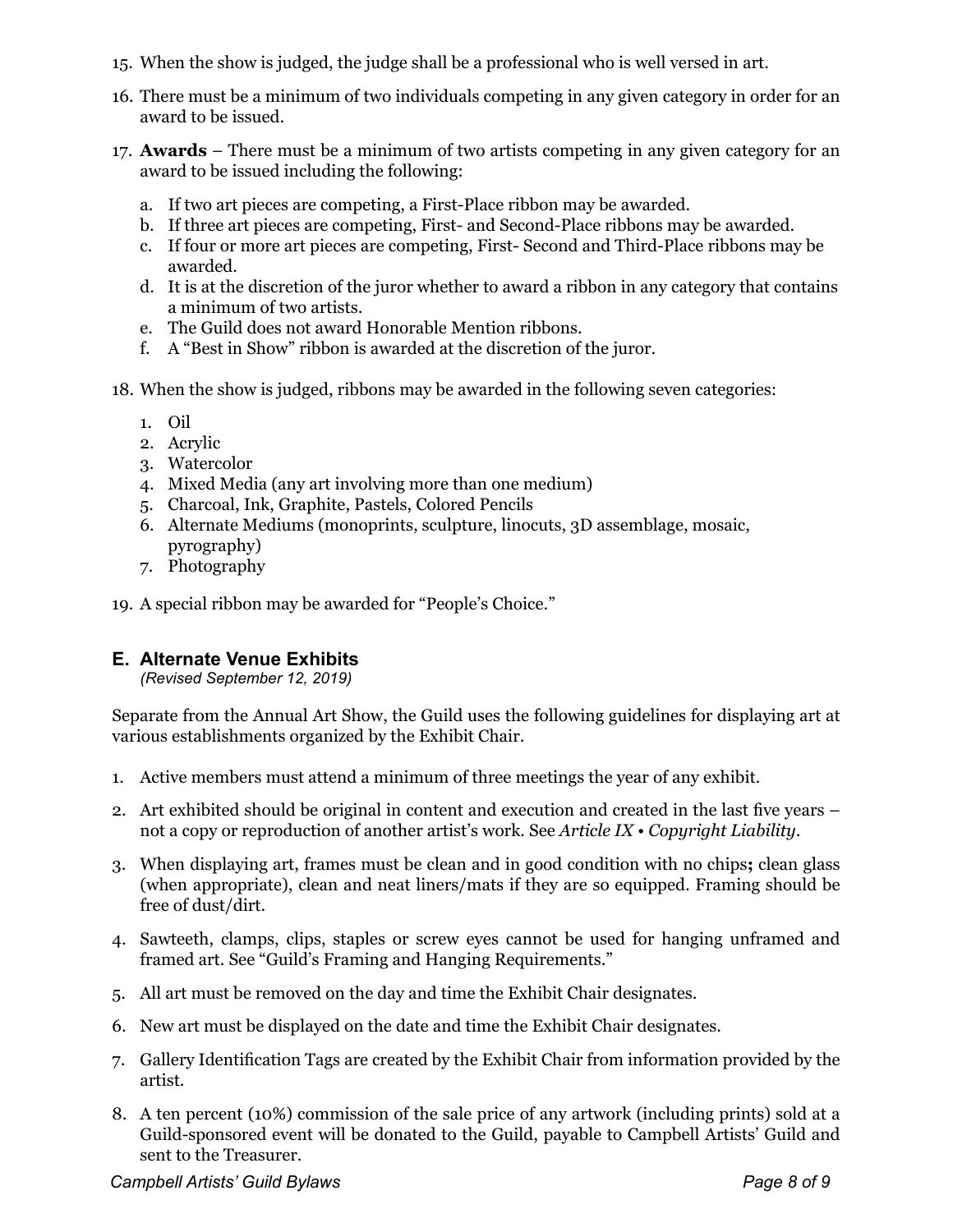15. When the show is judged, the judge shall be a professional who is well versed in art.

16. There must be a minimum of two individuals competing in any given category in order for an award to be issued.

17. **Awards** – There must be a minimum of two artists competing in any given category for an award to be issued including the following:

    a. If two art pieces are competing, a First-Place ribbon may be awarded.
    b. If three art pieces are competing, First- and Second-Place ribbons may be awarded.
    c. If four or more art pieces are competing, First- Second and Third-Place ribbons may be awarded.
    d. It is at the discretion of the juror whether to award a ribbon in any category that contains a minimum of two artists.
    e. The Guild does not award Honorable Mention ribbons.
    f. A "Best in Show" ribbon is awarded at the discretion of the juror.

18. When the show is judged, ribbons may be awarded in the following seven categories:

    1. Oil
    2. Acrylic
    3. Watercolor
    4. Mixed Media (any art involving more than one medium)
    5. Charcoal, Ink, Graphite, Pastels, Colored Pencils
    6. Alternate Mediums (monoprints, sculpture, linocuts, 3D assemblage, mosaic, pyrography)
    7. Photography

19. A special ribbon may be awarded for "People's Choice."

## E. Alternate Venue Exhibits

*(Revised September 12, 2019)*

Separate from the Annual Art Show, the Guild uses the following guidelines for displaying art at various establishments organized by the Exhibit Chair.

1. Active members must attend a minimum of three meetings the year of any exhibit.

2. Art exhibited should be original in content and execution and created in the last five years – not a copy or reproduction of another artist's work. See *Article IX • Copyright Liability*.

3. When displaying art, frames must be clean and in good condition with no chips**;** clean glass (when appropriate), clean and neat liners/mats if they are so equipped. Framing should be free of dust/dirt.

4. Sawteeth, clamps, clips, staples or screw eyes cannot be used for hanging unframed and framed art. See "Guild's Framing and Hanging Requirements."

5. All art must be removed on the day and time the Exhibit Chair designates.

6. New art must be displayed on the date and time the Exhibit Chair designates.

7. Gallery Identification Tags are created by the Exhibit Chair from information provided by the artist.

8. A ten percent (10%) commission of the sale price of any artwork (including prints) sold at a Guild-sponsored event will be donated to the Guild, payable to Campbell Artists' Guild and sent to the Treasurer.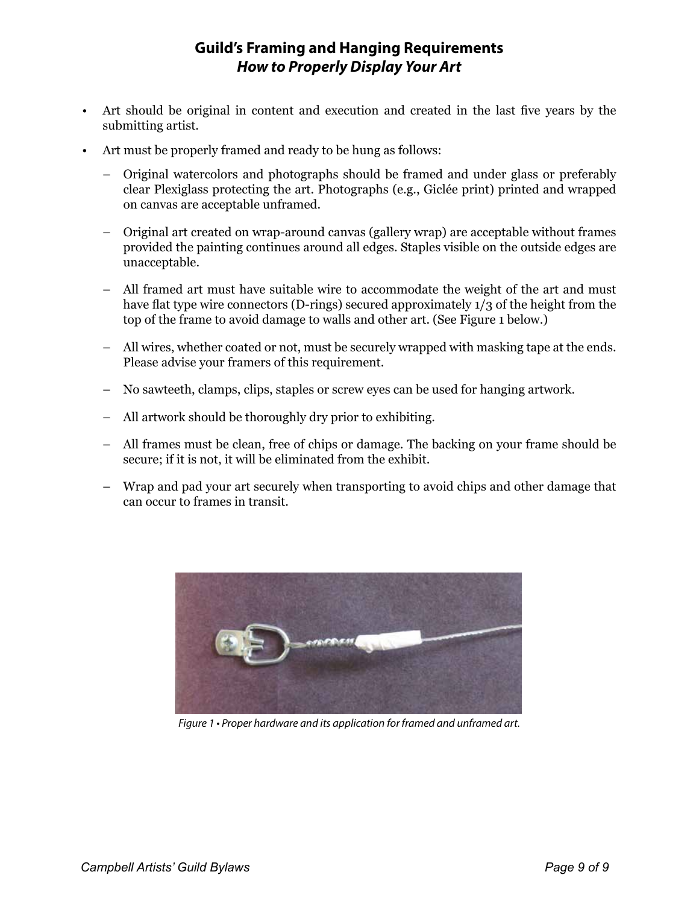## Guild's Framing and Hanging Requirements

### *How to Properly Display Your Art*

- Art should be original in content and execution and created in the last five years by the submitting artist.
- Art must be properly framed and ready to be hung as follows:
  - Original watercolors and photographs should be framed and under glass or preferably clear Plexiglass protecting the art. Photographs (e.g., Giclée print) printed and wrapped on canvas are acceptable unframed.
  - Original art created on wrap-around canvas (gallery wrap) are acceptable without frames provided the painting continues around all edges. Staples visible on the outside edges are unacceptable.
  - All framed art must have suitable wire to accommodate the weight of the art and must have flat type wire connectors (D-rings) secured approximately 1/3 of the height from the top of the frame to avoid damage to walls and other art. (See Figure 1 below.)
  - All wires, whether coated or not, must be securely wrapped with masking tape at the ends. Please advise your framers of this requirement.
  - No sawteeth, clamps, clips, staples or screw eyes can be used for hanging artwork.
  - All artwork should be thoroughly dry prior to exhibiting.
  - All frames must be clean, free of chips or damage. The backing on your frame should be secure; if it is not, it will be eliminated from the exhibit.
  - Wrap and pad your art securely when transporting to avoid chips and other damage that can occur to frames in transit.

*Figure 1 • Proper hardware and its application for framed and unframed art.*